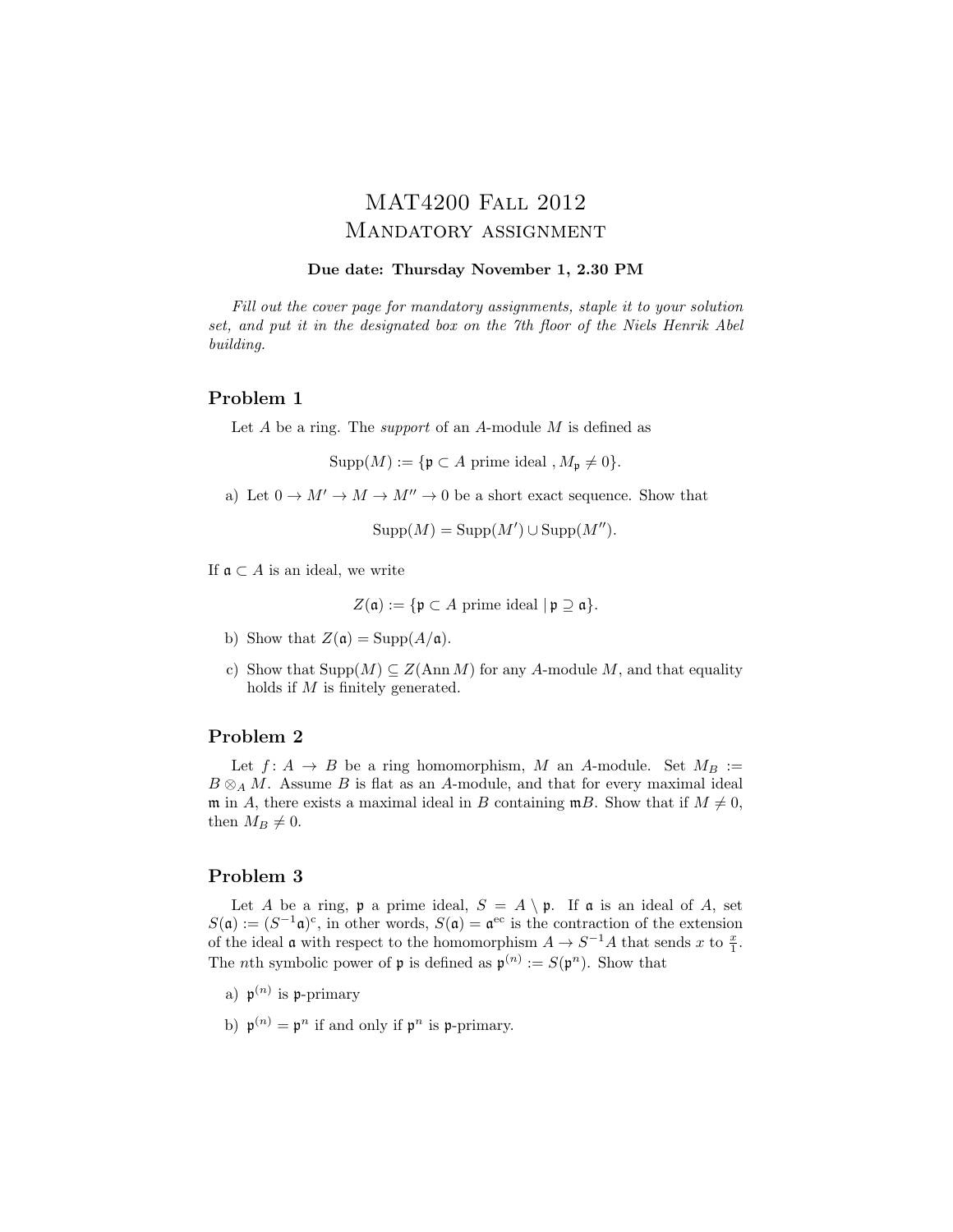# MAT4200 Fall 2012
# Mandatory assignment

**Due date: Thursday November 1, 2.30 PM**

*Fill out the cover page for mandatory assignments, staple it to your solution set, and put it in the designated box on the 7th floor of the Niels Henrik Abel building.*

## Problem 1

Let $A$ be a ring. The *support* of an $A$-module $M$ is defined as

$$\operatorname{Supp}(M) := \{\mathfrak{p} \subset A \text{ prime ideal }, M_{\mathfrak{p}} \neq 0\}.$$

a) Let $0 \to M' \to M \to M'' \to 0$ be a short exact sequence. Show that

$$\operatorname{Supp}(M) = \operatorname{Supp}(M') \cup \operatorname{Supp}(M'').$$

If $\mathfrak{a} \subset A$ is an ideal, we write

$$Z(\mathfrak{a}) := \{\mathfrak{p} \subset A \text{ prime ideal} \mid \mathfrak{p} \supseteq \mathfrak{a}\}.$$

b) Show that $Z(\mathfrak{a}) = \operatorname{Supp}(A/\mathfrak{a})$.

c) Show that $\operatorname{Supp}(M) \subseteq Z(\operatorname{Ann} M)$ for any $A$-module $M$, and that equality holds if $M$ is finitely generated.

## Problem 2

Let $f\colon A \to B$ be a ring homomorphism, $M$ an $A$-module. Set $M_B := B \otimes_A M$. Assume $B$ is flat as an $A$-module, and that for every maximal ideal $\mathfrak{m}$ in $A$, there exists a maximal ideal in $B$ containing $\mathfrak{m}B$. Show that if $M \neq 0$, then $M_B \neq 0$.

## Problem 3

Let $A$ be a ring, $\mathfrak{p}$ a prime ideal, $S = A \setminus \mathfrak{p}$. If $\mathfrak{a}$ is an ideal of $A$, set $S(\mathfrak{a}) := (S^{-1}\mathfrak{a})^{\mathrm{c}}$, in other words, $S(\mathfrak{a}) = \mathfrak{a}^{\mathrm{ec}}$ is the contraction of the extension of the ideal $\mathfrak{a}$ with respect to the homomorphism $A \to S^{-1}A$ that sends $x$ to $\frac{x}{1}$. The $n$th symbolic power of $\mathfrak{p}$ is defined as $\mathfrak{p}^{(n)} := S(\mathfrak{p}^n)$. Show that

a) $\mathfrak{p}^{(n)}$ is $\mathfrak{p}$-primary

b) $\mathfrak{p}^{(n)} = \mathfrak{p}^n$ if and only if $\mathfrak{p}^n$ is $\mathfrak{p}$-primary.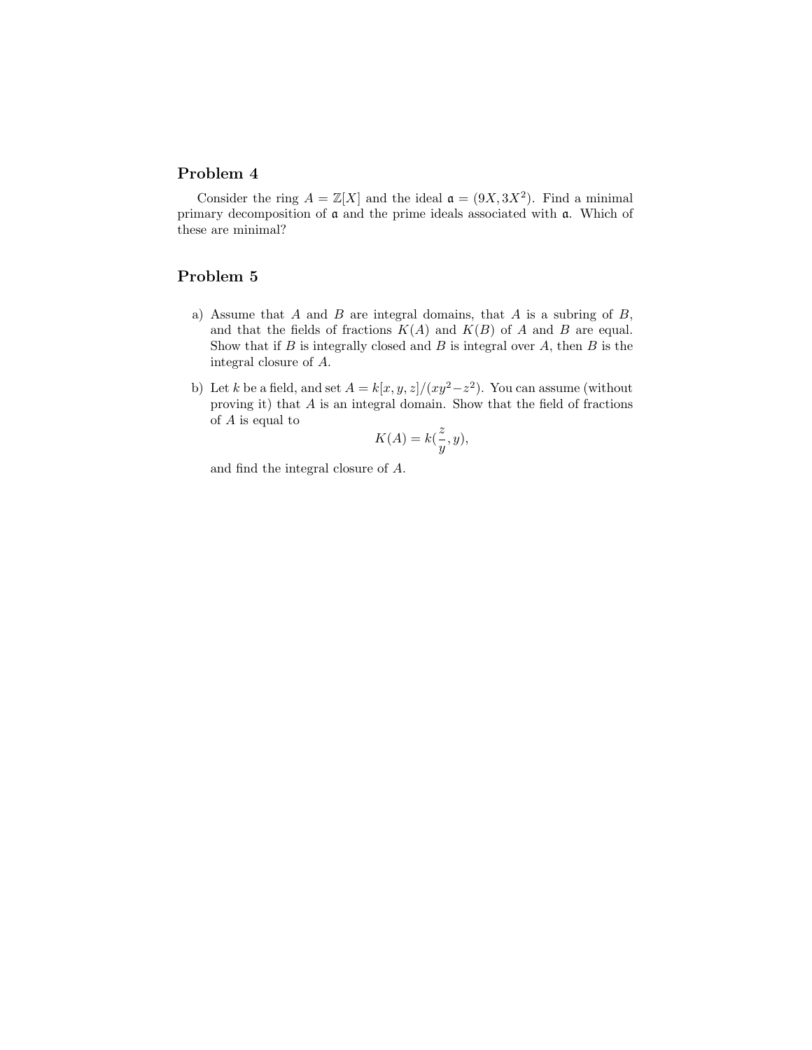## Problem 4

Consider the ring $A = \mathbb{Z}[X]$ and the ideal $\mathfrak{a} = (9X, 3X^2)$. Find a minimal primary decomposition of $\mathfrak{a}$ and the prime ideals associated with $\mathfrak{a}$. Which of these are minimal?

## Problem 5

a) Assume that $A$ and $B$ are integral domains, that $A$ is a subring of $B$, and that the fields of fractions $K(A)$ and $K(B)$ of $A$ and $B$ are equal. Show that if $B$ is integrally closed and $B$ is integral over $A$, then $B$ is the integral closure of $A$.

b) Let $k$ be a field, and set $A = k[x, y, z]/(xy^2 - z^2)$. You can assume (without proving it) that $A$ is an integral domain. Show that the field of fractions of $A$ is equal to

$$K(A) = k(\frac{z}{y}, y),$$

and find the integral closure of $A$.